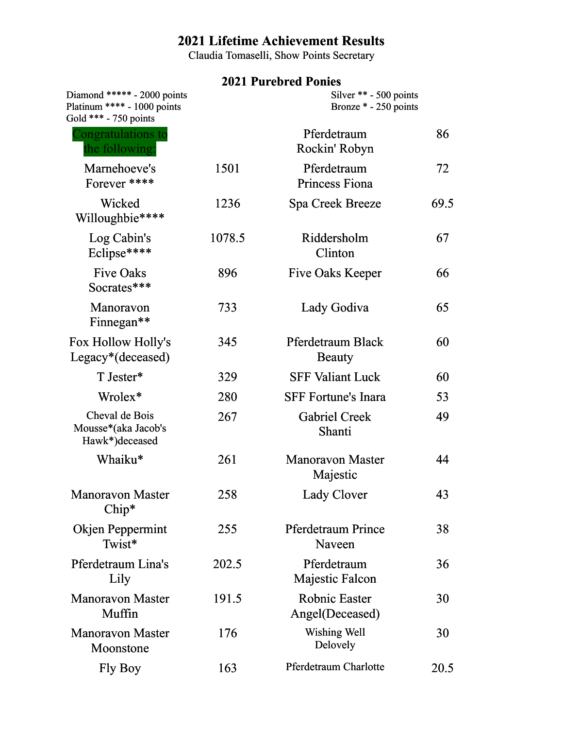# 2021 Lifetime Achievement Results

Claudia Tomaselli, Show Points Secretary

## 2021 Purebred Ponies

Diamond ***** - 2000 points
Platinum **** - 1000 points
Gold *** - 750 points
Silver ** - 500 points
Bronze * - 250 points

| Congratulations to the following: | | | |
|---|---|---|---|
| | | Pferdetraum Rockin' Robyn | 86 |
| Marnehoeve's Forever **** | 1501 | Pferdetraum Princess Fiona | 72 |
| Wicked Willoughbie**** | 1236 | Spa Creek Breeze | 69.5 |
| Log Cabin's Eclipse**** | 1078.5 | Riddersholm Clinton | 67 |
| Five Oaks Socrates*** | 896 | Five Oaks Keeper | 66 |
| Manoravon Finnegan** | 733 | Lady Godiva | 65 |
| Fox Hollow Holly's Legacy*(deceased) | 345 | Pferdetraum Black Beauty | 60 |
| T Jester* | 329 | SFF Valiant Luck | 60 |
| Wrolex* | 280 | SFF Fortune's Inara | 53 |
| Cheval de Bois Mousse*(aka Jacob's Hawk*)deceased | 267 | Gabriel Creek Shanti | 49 |
| Whaiku* | 261 | Manoravon Master Majestic | 44 |
| Manoravon Master Chip* | 258 | Lady Clover | 43 |
| Okjen Peppermint Twist* | 255 | Pferdetraum Prince Naveen | 38 |
| Pferdetraum Lina's Lily | 202.5 | Pferdetraum Majestic Falcon | 36 |
| Manoravon Master Muffin | 191.5 | Robnic Easter Angel(Deceased) | 30 |
| Manoravon Master Moonstone | 176 | Wishing Well Delovely | 30 |
| Fly Boy | 163 | Pferdetraum Charlotte | 20.5 |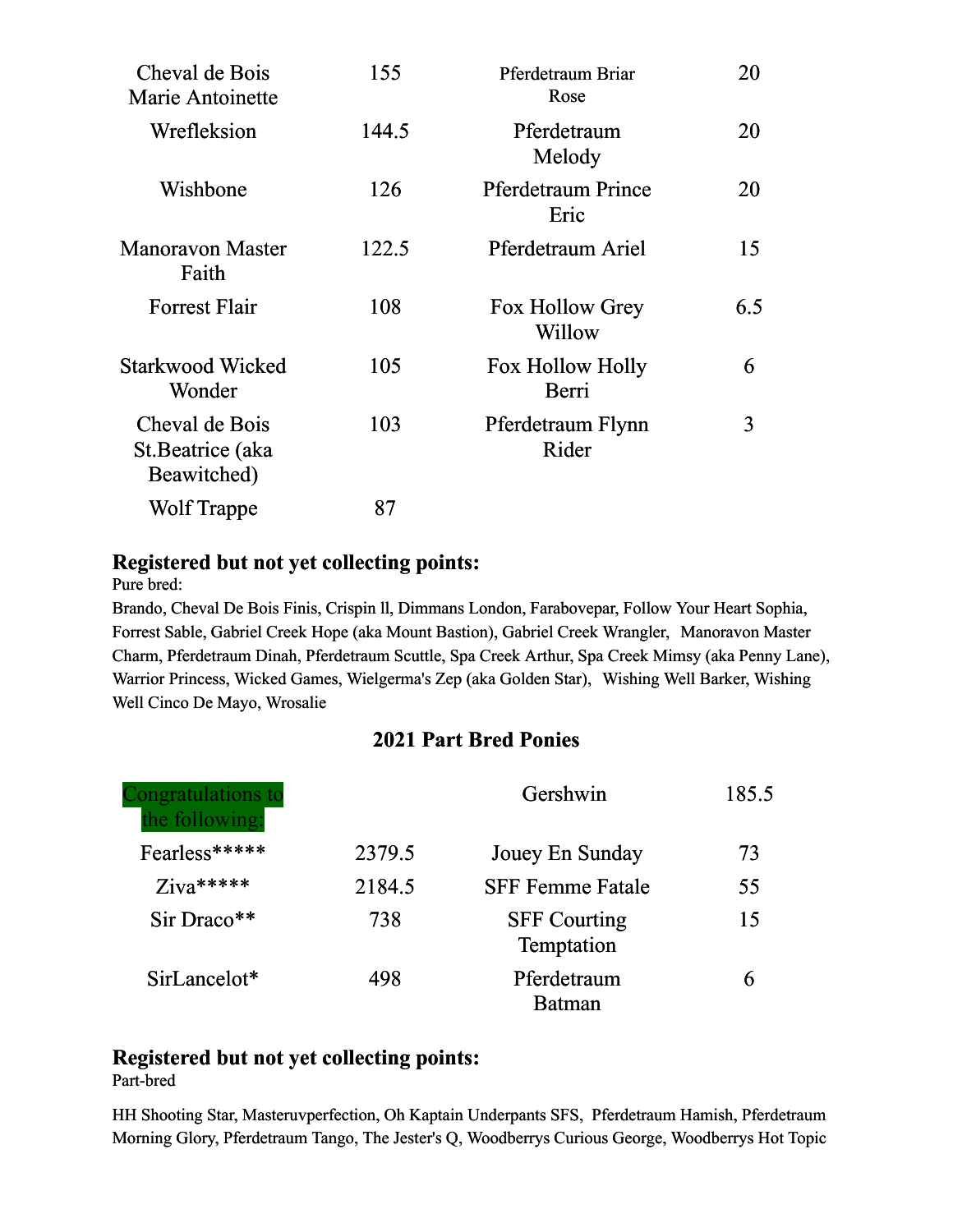| | | | |
|---|---|---|---|
| Cheval de Bois Marie Antoinette | 155 | Pferdetraum Briar Rose | 20 |
| Wrefleksion | 144.5 | Pferdetraum Melody | 20 |
| Wishbone | 126 | Pferdetraum Prince Eric | 20 |
| Manoravon Master Faith | 122.5 | Pferdetraum Ariel | 15 |
| Forrest Flair | 108 | Fox Hollow Grey Willow | 6.5 |
| Starkwood Wicked Wonder | 105 | Fox Hollow Holly Berri | 6 |
| Cheval de Bois St.Beatrice (aka Beawitched) | 103 | Pferdetraum Flynn Rider | 3 |
| Wolf Trappe | 87 | | |

## Registered but not yet collecting points:

Pure bred:

Brando, Cheval De Bois Finis, Crispin ll, Dimmans London, Farabovepar, Follow Your Heart Sophia, Forrest Sable, Gabriel Creek Hope (aka Mount Bastion), Gabriel Creek Wrangler, Manoravon Master Charm, Pferdetraum Dinah, Pferdetraum Scuttle, Spa Creek Arthur, Spa Creek Mimsy (aka Penny Lane), Warrior Princess, Wicked Games, Wielgerma's Zep (aka Golden Star), Wishing Well Barker, Wishing Well Cinco De Mayo, Wrosalie

## 2021 Part Bred Ponies

| | | | |
|---|---|---|---|
| Congratulations to the following: | | Gershwin | 185.5 |
| Fearless***** | 2379.5 | Jouey En Sunday | 73 |
| Ziva***** | 2184.5 | SFF Femme Fatale | 55 |
| Sir Draco** | 738 | SFF Courting Temptation | 15 |
| SirLancelot* | 498 | Pferdetraum Batman | 6 |

## Registered but not yet collecting points:

Part-bred

HH Shooting Star, Masteruvperfection, Oh Kaptain Underpants SFS, Pferdetraum Hamish, Pferdetraum Morning Glory, Pferdetraum Tango, The Jester's Q, Woodberrys Curious George, Woodberrys Hot Topic